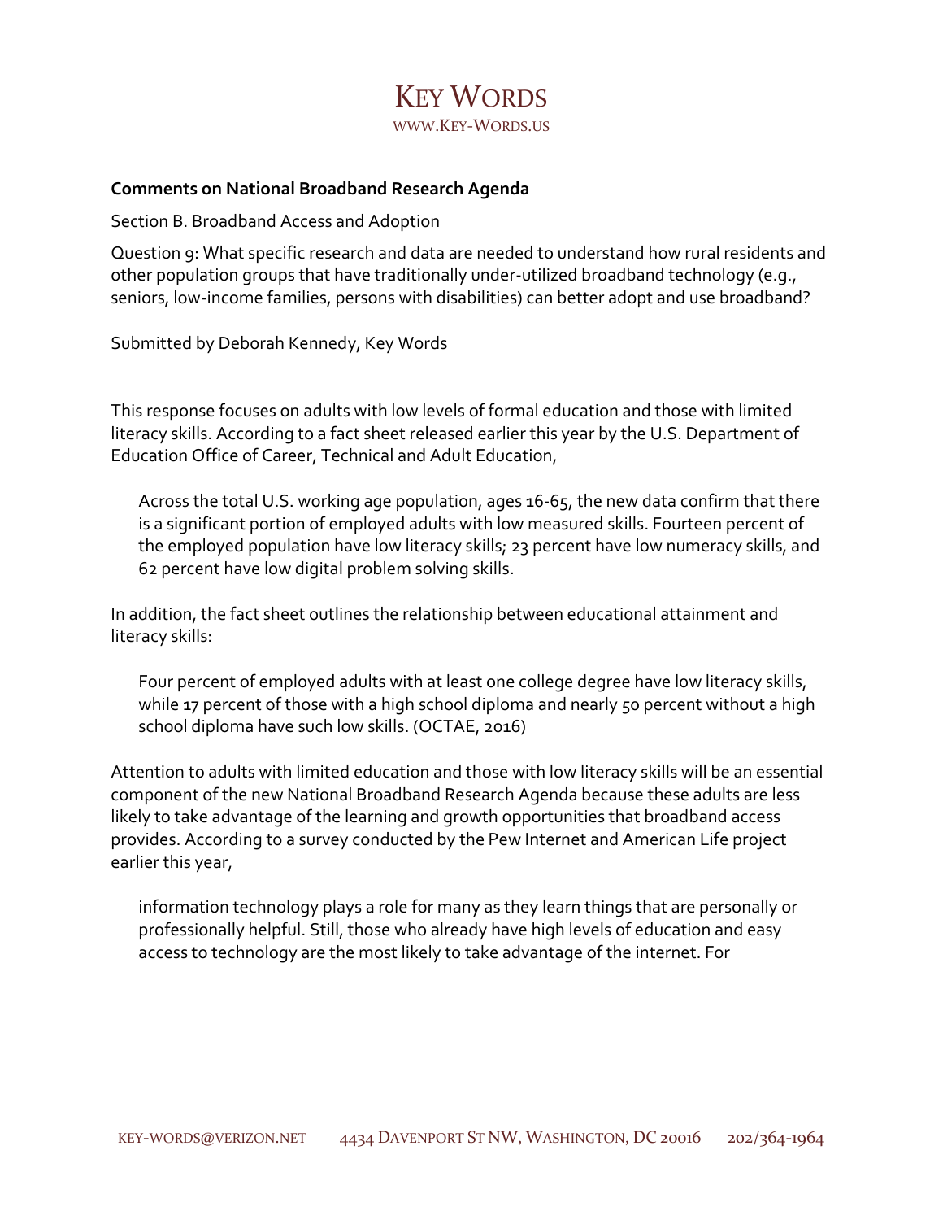# Key Words

www.Key-Words.us

**Comments on National Broadband Research Agenda**

Section B. Broadband Access and Adoption

Question 9: What specific research and data are needed to understand how rural residents and other population groups that have traditionally under-utilized broadband technology (e.g., seniors, low-income families, persons with disabilities) can better adopt and use broadband?

Submitted by Deborah Kennedy, Key Words

This response focuses on adults with low levels of formal education and those with limited literacy skills. According to a fact sheet released earlier this year by the U.S. Department of Education Office of Career, Technical and Adult Education,

> Across the total U.S. working age population, ages 16-65, the new data confirm that there is a significant portion of employed adults with low measured skills. Fourteen percent of the employed population have low literacy skills; 23 percent have low numeracy skills, and 62 percent have low digital problem solving skills.

In addition, the fact sheet outlines the relationship between educational attainment and literacy skills:

> Four percent of employed adults with at least one college degree have low literacy skills, while 17 percent of those with a high school diploma and nearly 50 percent without a high school diploma have such low skills. (OCTAE, 2016)

Attention to adults with limited education and those with low literacy skills will be an essential component of the new National Broadband Research Agenda because these adults are less likely to take advantage of the learning and growth opportunities that broadband access provides. According to a survey conducted by the Pew Internet and American Life project earlier this year,

> information technology plays a role for many as they learn things that are personally or professionally helpful. Still, those who already have high levels of education and easy access to technology are the most likely to take advantage of the internet. For

key-words@verizon.net 4434 Davenport St NW, Washington, DC 20016 202/364-1964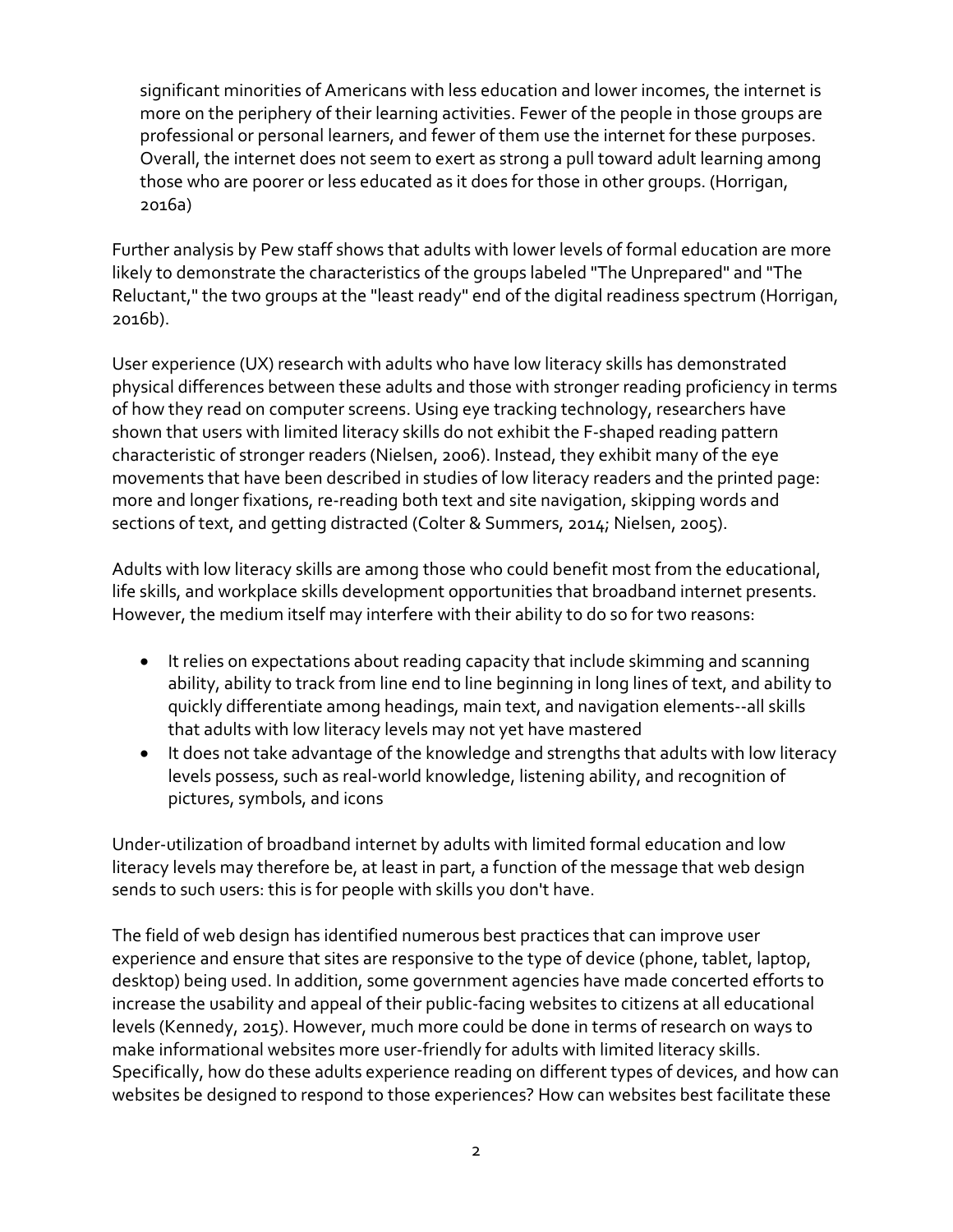significant minorities of Americans with less education and lower incomes, the internet is more on the periphery of their learning activities. Fewer of the people in those groups are professional or personal learners, and fewer of them use the internet for these purposes. Overall, the internet does not seem to exert as strong a pull toward adult learning among those who are poorer or less educated as it does for those in other groups. (Horrigan, 2016a)

Further analysis by Pew staff shows that adults with lower levels of formal education are more likely to demonstrate the characteristics of the groups labeled "The Unprepared" and "The Reluctant," the two groups at the "least ready" end of the digital readiness spectrum (Horrigan, 2016b).

User experience (UX) research with adults who have low literacy skills has demonstrated physical differences between these adults and those with stronger reading proficiency in terms of how they read on computer screens. Using eye tracking technology, researchers have shown that users with limited literacy skills do not exhibit the F-shaped reading pattern characteristic of stronger readers (Nielsen, 2006). Instead, they exhibit many of the eye movements that have been described in studies of low literacy readers and the printed page: more and longer fixations, re-reading both text and site navigation, skipping words and sections of text, and getting distracted (Colter & Summers, 2014; Nielsen, 2005).

Adults with low literacy skills are among those who could benefit most from the educational, life skills, and workplace skills development opportunities that broadband internet presents. However, the medium itself may interfere with their ability to do so for two reasons:

- It relies on expectations about reading capacity that include skimming and scanning ability, ability to track from line end to line beginning in long lines of text, and ability to quickly differentiate among headings, main text, and navigation elements--all skills that adults with low literacy levels may not yet have mastered
- It does not take advantage of the knowledge and strengths that adults with low literacy levels possess, such as real-world knowledge, listening ability, and recognition of pictures, symbols, and icons

Under-utilization of broadband internet by adults with limited formal education and low literacy levels may therefore be, at least in part, a function of the message that web design sends to such users: this is for people with skills you don't have.

The field of web design has identified numerous best practices that can improve user experience and ensure that sites are responsive to the type of device (phone, tablet, laptop, desktop) being used. In addition, some government agencies have made concerted efforts to increase the usability and appeal of their public-facing websites to citizens at all educational levels (Kennedy, 2015). However, much more could be done in terms of research on ways to make informational websites more user-friendly for adults with limited literacy skills. Specifically, how do these adults experience reading on different types of devices, and how can websites be designed to respond to those experiences? How can websites best facilitate these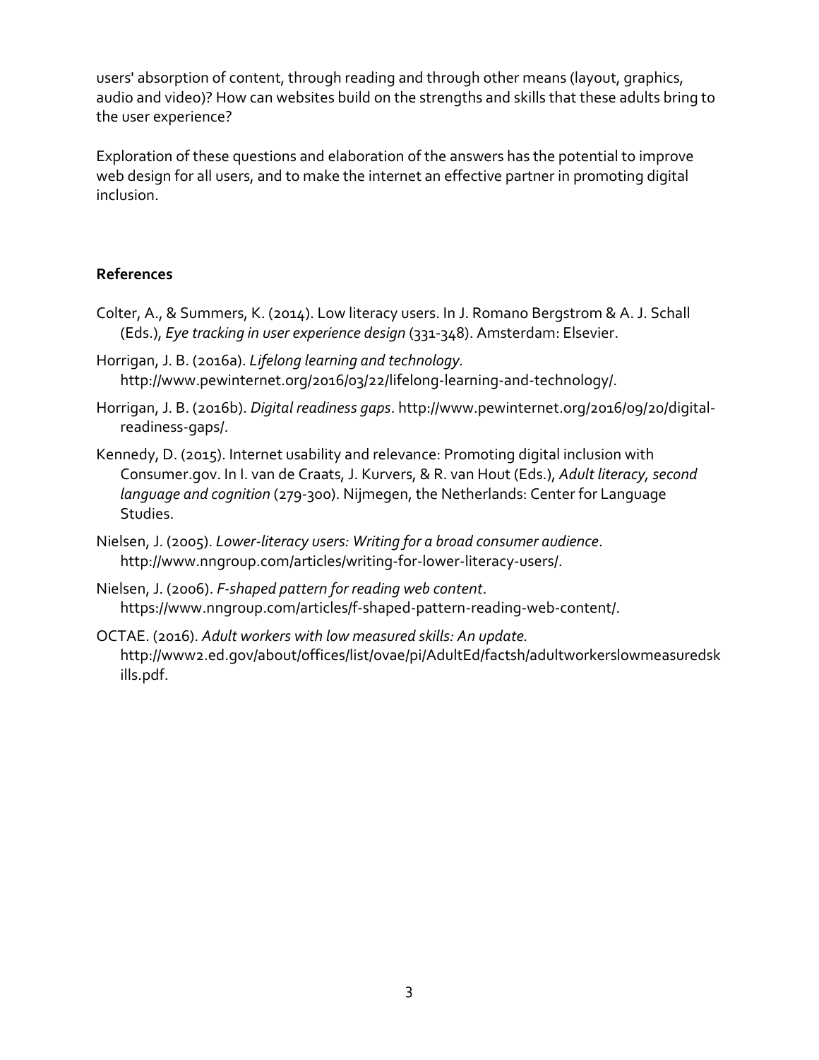users' absorption of content, through reading and through other means (layout, graphics, audio and video)? How can websites build on the strengths and skills that these adults bring to the user experience?

Exploration of these questions and elaboration of the answers has the potential to improve web design for all users, and to make the internet an effective partner in promoting digital inclusion.

**References**

Colter, A., & Summers, K. (2014). Low literacy users. In J. Romano Bergstrom & A. J. Schall (Eds.), *Eye tracking in user experience design* (331-348). Amsterdam: Elsevier.

Horrigan, J. B. (2016a). *Lifelong learning and technology.* http://www.pewinternet.org/2016/03/22/lifelong-learning-and-technology/.

Horrigan, J. B. (2016b). *Digital readiness gaps*. http://www.pewinternet.org/2016/09/20/digital-readiness-gaps/.

Kennedy, D. (2015). Internet usability and relevance: Promoting digital inclusion with Consumer.gov. In I. van de Craats, J. Kurvers, & R. van Hout (Eds.), *Adult literacy, second language and cognition* (279-300). Nijmegen, the Netherlands: Center for Language Studies.

Nielsen, J. (2005). *Lower-literacy users: Writing for a broad consumer audience*. http://www.nngroup.com/articles/writing-for-lower-literacy-users/.

Nielsen, J. (2006). *F-shaped pattern for reading web content*. https://www.nngroup.com/articles/f-shaped-pattern-reading-web-content/.

OCTAE. (2016). *Adult workers with low measured skills: An update.* http://www2.ed.gov/about/offices/list/ovae/pi/AdultEd/factsh/adultworkerslowmeasuredskills.pdf.